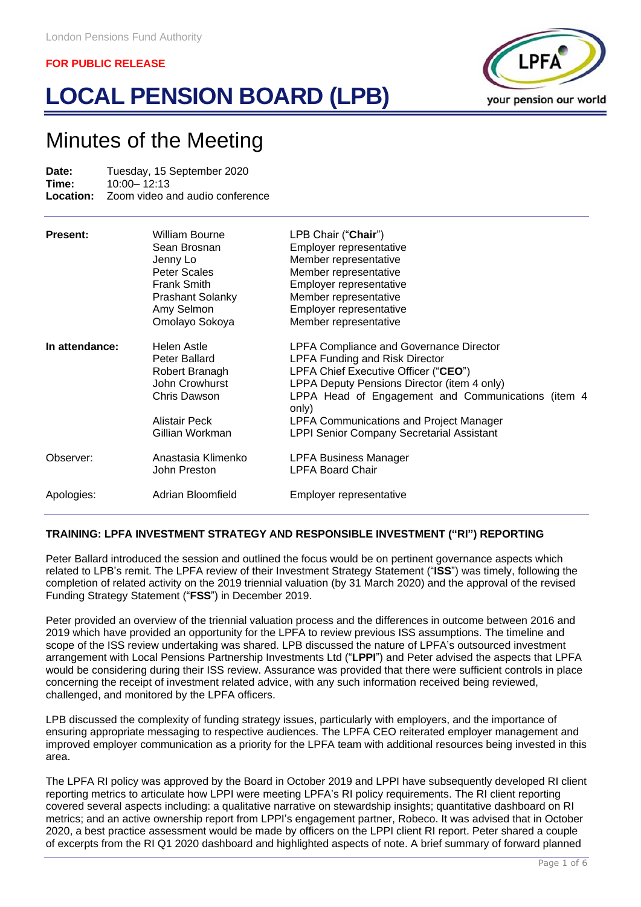London Pensions Fund Authority

**FOR PUBLIC RELEASE**

# LOCAL PENSION BOARD (LPB)

## Minutes of the Meeting

**Date:** Tuesday, 15 September 2020
**Time:** 10:00– 12:13
**Location:** Zoom video and audio conference

| | | |
|---|---|---|
| **Present:** | William Bourne | LPB Chair ("**Chair**") |
| | Sean Brosnan | Employer representative |
| | Jenny Lo | Member representative |
| | Peter Scales | Member representative |
| | Frank Smith | Employer representative |
| | Prashant Solanky | Member representative |
| | Amy Selmon | Employer representative |
| | Omolayo Sokoya | Member representative |
| **In attendance:** | Helen Astle | LPFA Compliance and Governance Director |
| | Peter Ballard | LPFA Funding and Risk Director |
| | Robert Branagh | LPFA Chief Executive Officer ("**CEO**") |
| | John Crowhurst | LPPA Deputy Pensions Director (item 4 only) |
| | Chris Dawson | LPPA Head of Engagement and Communications (item 4 only) |
| | Alistair Peck | LPFA Communications and Project Manager |
| | Gillian Workman | LPPI Senior Company Secretarial Assistant |
| Observer: | Anastasia Klimenko | LPFA Business Manager |
| | John Preston | LPFA Board Chair |
| Apologies: | Adrian Bloomfield | Employer representative |

**TRAINING: LPFA INVESTMENT STRATEGY AND RESPONSIBLE INVESTMENT ("RI") REPORTING**

Peter Ballard introduced the session and outlined the focus would be on pertinent governance aspects which related to LPB's remit. The LPFA review of their Investment Strategy Statement ("**ISS**") was timely, following the completion of related activity on the 2019 triennial valuation (by 31 March 2020) and the approval of the revised Funding Strategy Statement ("**FSS**") in December 2019.

Peter provided an overview of the triennial valuation process and the differences in outcome between 2016 and 2019 which have provided an opportunity for the LPFA to review previous ISS assumptions. The timeline and scope of the ISS review undertaking was shared. LPB discussed the nature of LPFA's outsourced investment arrangement with Local Pensions Partnership Investments Ltd ("**LPPI**") and Peter advised the aspects that LPFA would be considering during their ISS review. Assurance was provided that there were sufficient controls in place concerning the receipt of investment related advice, with any such information received being reviewed, challenged, and monitored by the LPFA officers.

LPB discussed the complexity of funding strategy issues, particularly with employers, and the importance of ensuring appropriate messaging to respective audiences. The LPFA CEO reiterated employer management and improved employer communication as a priority for the LPFA team with additional resources being invested in this area.

The LPFA RI policy was approved by the Board in October 2019 and LPPI have subsequently developed RI client reporting metrics to articulate how LPPI were meeting LPFA's RI policy requirements. The RI client reporting covered several aspects including: a qualitative narrative on stewardship insights; quantitative dashboard on RI metrics; and an active ownership report from LPPI's engagement partner, Robeco. It was advised that in October 2020, a best practice assessment would be made by officers on the LPPI client RI report. Peter shared a couple of excerpts from the RI Q1 2020 dashboard and highlighted aspects of note. A brief summary of forward planned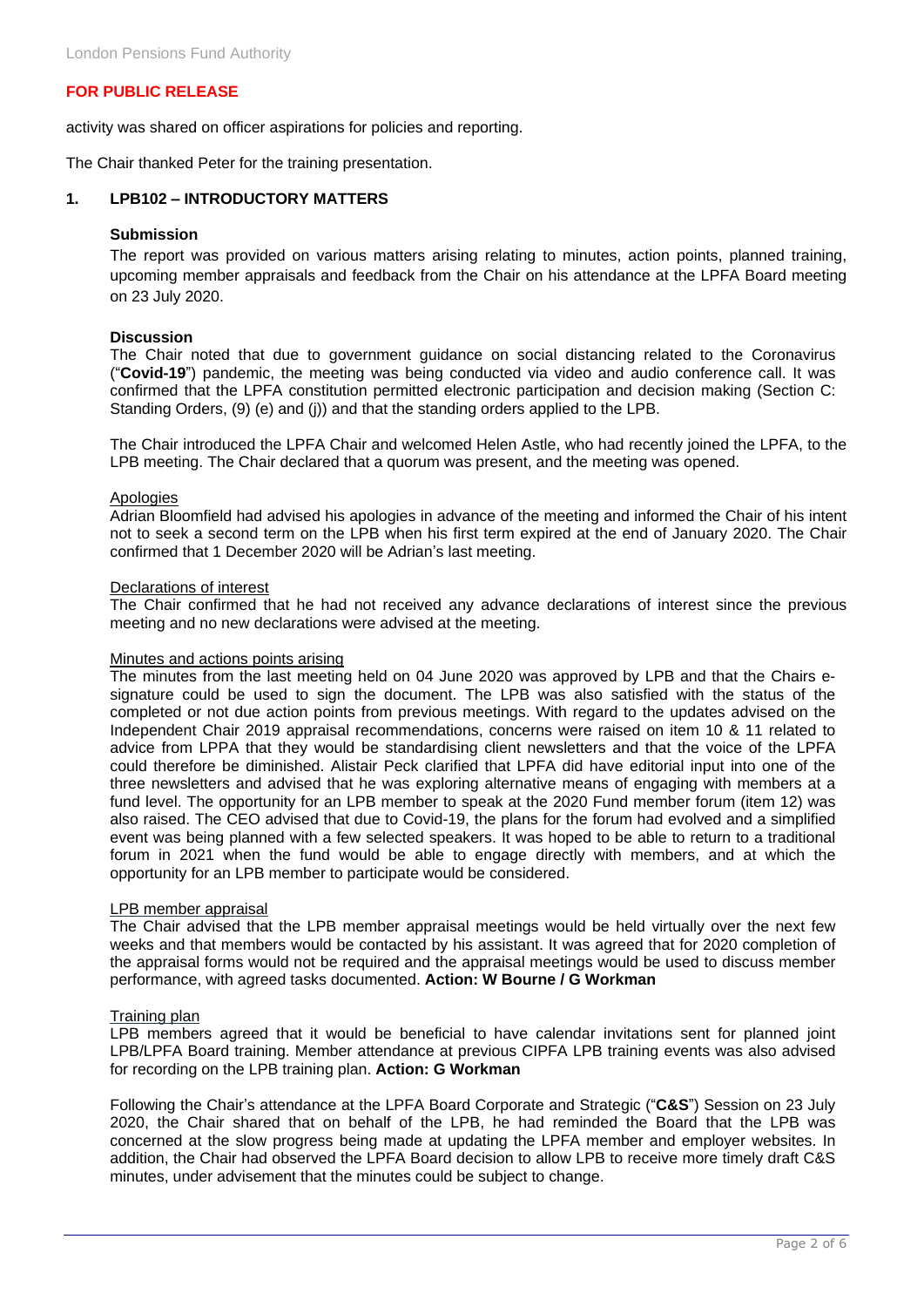**FOR PUBLIC RELEASE**

activity was shared on officer aspirations for policies and reporting.

The Chair thanked Peter for the training presentation.

## 1. LPB102 – INTRODUCTORY MATTERS

**Submission**

The report was provided on various matters arising relating to minutes, action points, planned training, upcoming member appraisals and feedback from the Chair on his attendance at the LPFA Board meeting on 23 July 2020.

**Discussion**

The Chair noted that due to government guidance on social distancing related to the Coronavirus ("**Covid-19**") pandemic, the meeting was being conducted via video and audio conference call. It was confirmed that the LPFA constitution permitted electronic participation and decision making (Section C: Standing Orders, (9) (e) and (j)) and that the standing orders applied to the LPB.

The Chair introduced the LPFA Chair and welcomed Helen Astle, who had recently joined the LPFA, to the LPB meeting. The Chair declared that a quorum was present, and the meeting was opened.

Apologies

Adrian Bloomfield had advised his apologies in advance of the meeting and informed the Chair of his intent not to seek a second term on the LPB when his first term expired at the end of January 2020. The Chair confirmed that 1 December 2020 will be Adrian's last meeting.

Declarations of interest

The Chair confirmed that he had not received any advance declarations of interest since the previous meeting and no new declarations were advised at the meeting.

Minutes and actions points arising

The minutes from the last meeting held on 04 June 2020 was approved by LPB and that the Chairs e-signature could be used to sign the document. The LPB was also satisfied with the status of the completed or not due action points from previous meetings. With regard to the updates advised on the Independent Chair 2019 appraisal recommendations, concerns were raised on item 10 & 11 related to advice from LPPA that they would be standardising client newsletters and that the voice of the LPFA could therefore be diminished. Alistair Peck clarified that LPFA did have editorial input into one of the three newsletters and advised that he was exploring alternative means of engaging with members at a fund level. The opportunity for an LPB member to speak at the 2020 Fund member forum (item 12) was also raised. The CEO advised that due to Covid-19, the plans for the forum had evolved and a simplified event was being planned with a few selected speakers. It was hoped to be able to return to a traditional forum in 2021 when the fund would be able to engage directly with members, and at which the opportunity for an LPB member to participate would be considered.

LPB member appraisal

The Chair advised that the LPB member appraisal meetings would be held virtually over the next few weeks and that members would be contacted by his assistant. It was agreed that for 2020 completion of the appraisal forms would not be required and the appraisal meetings would be used to discuss member performance, with agreed tasks documented. **Action: W Bourne / G Workman**

Training plan

LPB members agreed that it would be beneficial to have calendar invitations sent for planned joint LPB/LPFA Board training. Member attendance at previous CIPFA LPB training events was also advised for recording on the LPB training plan. **Action: G Workman**

Following the Chair's attendance at the LPFA Board Corporate and Strategic ("**C&S**") Session on 23 July 2020, the Chair shared that on behalf of the LPB, he had reminded the Board that the LPB was concerned at the slow progress being made at updating the LPFA member and employer websites. In addition, the Chair had observed the LPFA Board decision to allow LPB to receive more timely draft C&S minutes, under advisement that the minutes could be subject to change.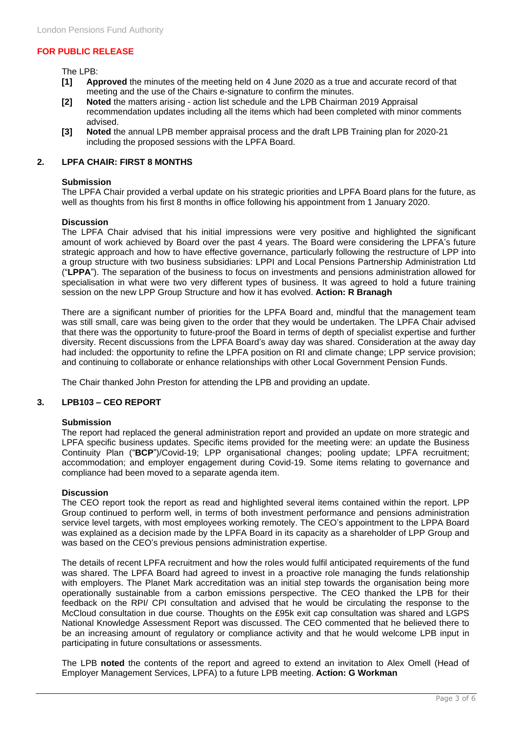**FOR PUBLIC RELEASE**

The LPB:

- **[1]** **Approved** the minutes of the meeting held on 4 June 2020 as a true and accurate record of that meeting and the use of the Chairs e-signature to confirm the minutes.
- **[2]** **Noted** the matters arising - action list schedule and the LPB Chairman 2019 Appraisal recommendation updates including all the items which had been completed with minor comments advised.
- **[3]** **Noted** the annual LPB member appraisal process and the draft LPB Training plan for 2020-21 including the proposed sessions with the LPFA Board.

## 2. LPFA CHAIR: FIRST 8 MONTHS

### Submission

The LPFA Chair provided a verbal update on his strategic priorities and LPFA Board plans for the future, as well as thoughts from his first 8 months in office following his appointment from 1 January 2020.

### Discussion

The LPFA Chair advised that his initial impressions were very positive and highlighted the significant amount of work achieved by Board over the past 4 years. The Board were considering the LPFA's future strategic approach and how to have effective governance, particularly following the restructure of LPP into a group structure with two business subsidiaries: LPPI and Local Pensions Partnership Administration Ltd ("**LPPA**"). The separation of the business to focus on investments and pensions administration allowed for specialisation in what were two very different types of business. It was agreed to hold a future training session on the new LPP Group Structure and how it has evolved. **Action: R Branagh**

There are a significant number of priorities for the LPFA Board and, mindful that the management team was still small, care was being given to the order that they would be undertaken. The LPFA Chair advised that there was the opportunity to future-proof the Board in terms of depth of specialist expertise and further diversity. Recent discussions from the LPFA Board's away day was shared. Consideration at the away day had included: the opportunity to refine the LPFA position on RI and climate change; LPP service provision; and continuing to collaborate or enhance relationships with other Local Government Pension Funds.

The Chair thanked John Preston for attending the LPB and providing an update.

## 3. LPB103 – CEO REPORT

### Submission

The report had replaced the general administration report and provided an update on more strategic and LPFA specific business updates. Specific items provided for the meeting were: an update the Business Continuity Plan ("**BCP**")/Covid-19; LPP organisational changes; pooling update; LPFA recruitment; accommodation; and employer engagement during Covid-19. Some items relating to governance and compliance had been moved to a separate agenda item.

### Discussion

The CEO report took the report as read and highlighted several items contained within the report. LPP Group continued to perform well, in terms of both investment performance and pensions administration service level targets, with most employees working remotely. The CEO's appointment to the LPPA Board was explained as a decision made by the LPFA Board in its capacity as a shareholder of LPP Group and was based on the CEO's previous pensions administration expertise.

The details of recent LPFA recruitment and how the roles would fulfil anticipated requirements of the fund was shared. The LPFA Board had agreed to invest in a proactive role managing the funds relationship with employers. The Planet Mark accreditation was an initial step towards the organisation being more operationally sustainable from a carbon emissions perspective. The CEO thanked the LPB for their feedback on the RPI/ CPI consultation and advised that he would be circulating the response to the McCloud consultation in due course. Thoughts on the £95k exit cap consultation was shared and LGPS National Knowledge Assessment Report was discussed. The CEO commented that he believed there to be an increasing amount of regulatory or compliance activity and that he would welcome LPB input in participating in future consultations or assessments.

The LPB **noted** the contents of the report and agreed to extend an invitation to Alex Omell (Head of Employer Management Services, LPFA) to a future LPB meeting. **Action: G Workman**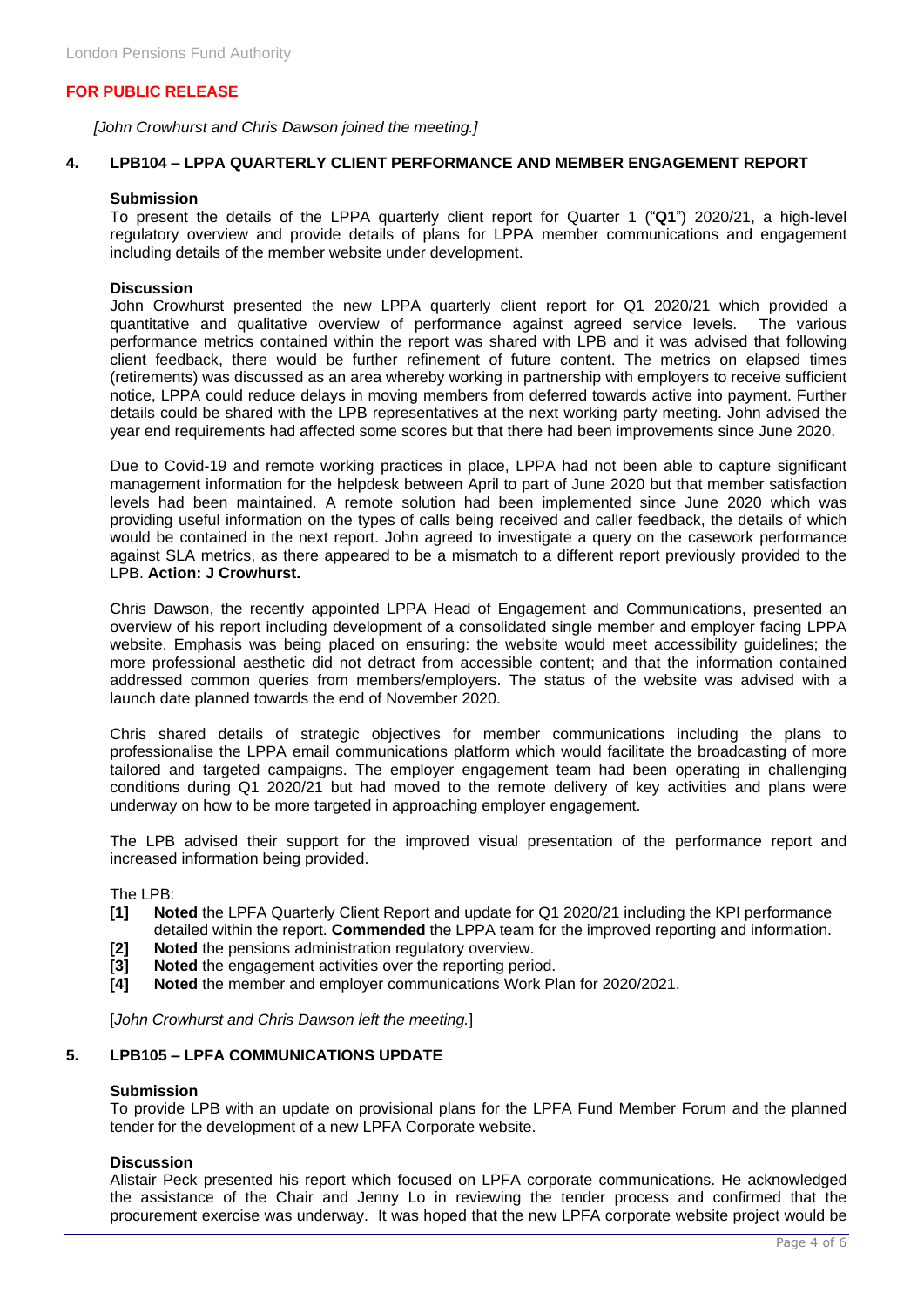**FOR PUBLIC RELEASE**

*[John Crowhurst and Chris Dawson joined the meeting.]*

## 4. LPB104 – LPPA QUARTERLY CLIENT PERFORMANCE AND MEMBER ENGAGEMENT REPORT

**Submission**

To present the details of the LPPA quarterly client report for Quarter 1 ("**Q1**") 2020/21, a high-level regulatory overview and provide details of plans for LPPA member communications and engagement including details of the member website under development.

**Discussion**

John Crowhurst presented the new LPPA quarterly client report for Q1 2020/21 which provided a quantitative and qualitative overview of performance against agreed service levels. The various performance metrics contained within the report was shared with LPB and it was advised that following client feedback, there would be further refinement of future content. The metrics on elapsed times (retirements) was discussed as an area whereby working in partnership with employers to receive sufficient notice, LPPA could reduce delays in moving members from deferred towards active into payment. Further details could be shared with the LPB representatives at the next working party meeting. John advised the year end requirements had affected some scores but that there had been improvements since June 2020.

Due to Covid-19 and remote working practices in place, LPPA had not been able to capture significant management information for the helpdesk between April to part of June 2020 but that member satisfaction levels had been maintained. A remote solution had been implemented since June 2020 which was providing useful information on the types of calls being received and caller feedback, the details of which would be contained in the next report. John agreed to investigate a query on the casework performance against SLA metrics, as there appeared to be a mismatch to a different report previously provided to the LPB. **Action: J Crowhurst.**

Chris Dawson, the recently appointed LPPA Head of Engagement and Communications, presented an overview of his report including development of a consolidated single member and employer facing LPPA website. Emphasis was being placed on ensuring: the website would meet accessibility guidelines; the more professional aesthetic did not detract from accessible content; and that the information contained addressed common queries from members/employers. The status of the website was advised with a launch date planned towards the end of November 2020.

Chris shared details of strategic objectives for member communications including the plans to professionalise the LPPA email communications platform which would facilitate the broadcasting of more tailored and targeted campaigns. The employer engagement team had been operating in challenging conditions during Q1 2020/21 but had moved to the remote delivery of key activities and plans were underway on how to be more targeted in approaching employer engagement.

The LPB advised their support for the improved visual presentation of the performance report and increased information being provided.

The LPB:

- **[1]** **Noted** the LPFA Quarterly Client Report and update for Q1 2020/21 including the KPI performance detailed within the report. **Commended** the LPPA team for the improved reporting and information.
- **[2]** **Noted** the pensions administration regulatory overview.
- **[3]** **Noted** the engagement activities over the reporting period.
- **[4]** **Noted** the member and employer communications Work Plan for 2020/2021.

[*John Crowhurst and Chris Dawson left the meeting.*]

## 5. LPB105 – LPFA COMMUNICATIONS UPDATE

**Submission**

To provide LPB with an update on provisional plans for the LPFA Fund Member Forum and the planned tender for the development of a new LPFA Corporate website.

**Discussion**

Alistair Peck presented his report which focused on LPFA corporate communications. He acknowledged the assistance of the Chair and Jenny Lo in reviewing the tender process and confirmed that the procurement exercise was underway. It was hoped that the new LPFA corporate website project would be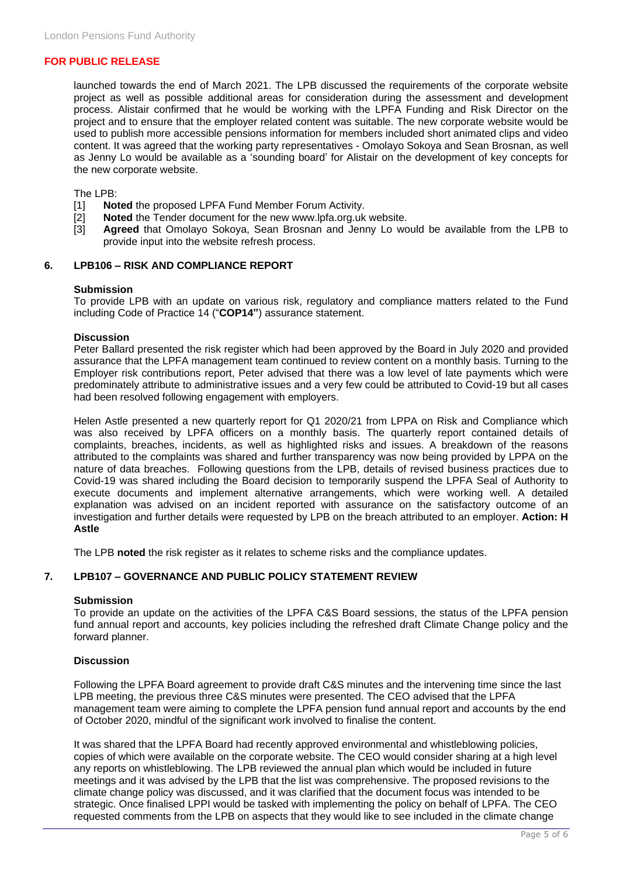**FOR PUBLIC RELEASE**

launched towards the end of March 2021. The LPB discussed the requirements of the corporate website project as well as possible additional areas for consideration during the assessment and development process. Alistair confirmed that he would be working with the LPFA Funding and Risk Director on the project and to ensure that the employer related content was suitable. The new corporate website would be used to publish more accessible pensions information for members included short animated clips and video content. It was agreed that the working party representatives - Omolayo Sokoya and Sean Brosnan, as well as Jenny Lo would be available as a 'sounding board' for Alistair on the development of key concepts for the new corporate website.

The LPB:

[1] **Noted** the proposed LPFA Fund Member Forum Activity.
[2] **Noted** the Tender document for the new www.lpfa.org.uk website.
[3] **Agreed** that Omolayo Sokoya, Sean Brosnan and Jenny Lo would be available from the LPB to provide input into the website refresh process.

## 6. LPB106 – RISK AND COMPLIANCE REPORT

**Submission**

To provide LPB with an update on various risk, regulatory and compliance matters related to the Fund including Code of Practice 14 ("**COP14"**) assurance statement.

**Discussion**

Peter Ballard presented the risk register which had been approved by the Board in July 2020 and provided assurance that the LPFA management team continued to review content on a monthly basis. Turning to the Employer risk contributions report, Peter advised that there was a low level of late payments which were predominately attribute to administrative issues and a very few could be attributed to Covid-19 but all cases had been resolved following engagement with employers.

Helen Astle presented a new quarterly report for Q1 2020/21 from LPPA on Risk and Compliance which was also received by LPFA officers on a monthly basis. The quarterly report contained details of complaints, breaches, incidents, as well as highlighted risks and issues. A breakdown of the reasons attributed to the complaints was shared and further transparency was now being provided by LPPA on the nature of data breaches. Following questions from the LPB, details of revised business practices due to Covid-19 was shared including the Board decision to temporarily suspend the LPFA Seal of Authority to execute documents and implement alternative arrangements, which were working well. A detailed explanation was advised on an incident reported with assurance on the satisfactory outcome of an investigation and further details were requested by LPB on the breach attributed to an employer. **Action: H Astle**

The LPB **noted** the risk register as it relates to scheme risks and the compliance updates.

## 7. LPB107 – GOVERNANCE AND PUBLIC POLICY STATEMENT REVIEW

**Submission**

To provide an update on the activities of the LPFA C&S Board sessions, the status of the LPFA pension fund annual report and accounts, key policies including the refreshed draft Climate Change policy and the forward planner.

**Discussion**

Following the LPFA Board agreement to provide draft C&S minutes and the intervening time since the last LPB meeting, the previous three C&S minutes were presented. The CEO advised that the LPFA management team were aiming to complete the LPFA pension fund annual report and accounts by the end of October 2020, mindful of the significant work involved to finalise the content.

It was shared that the LPFA Board had recently approved environmental and whistleblowing policies, copies of which were available on the corporate website. The CEO would consider sharing at a high level any reports on whistleblowing. The LPB reviewed the annual plan which would be included in future meetings and it was advised by the LPB that the list was comprehensive. The proposed revisions to the climate change policy was discussed, and it was clarified that the document focus was intended to be strategic. Once finalised LPPI would be tasked with implementing the policy on behalf of LPFA. The CEO requested comments from the LPB on aspects that they would like to see included in the climate change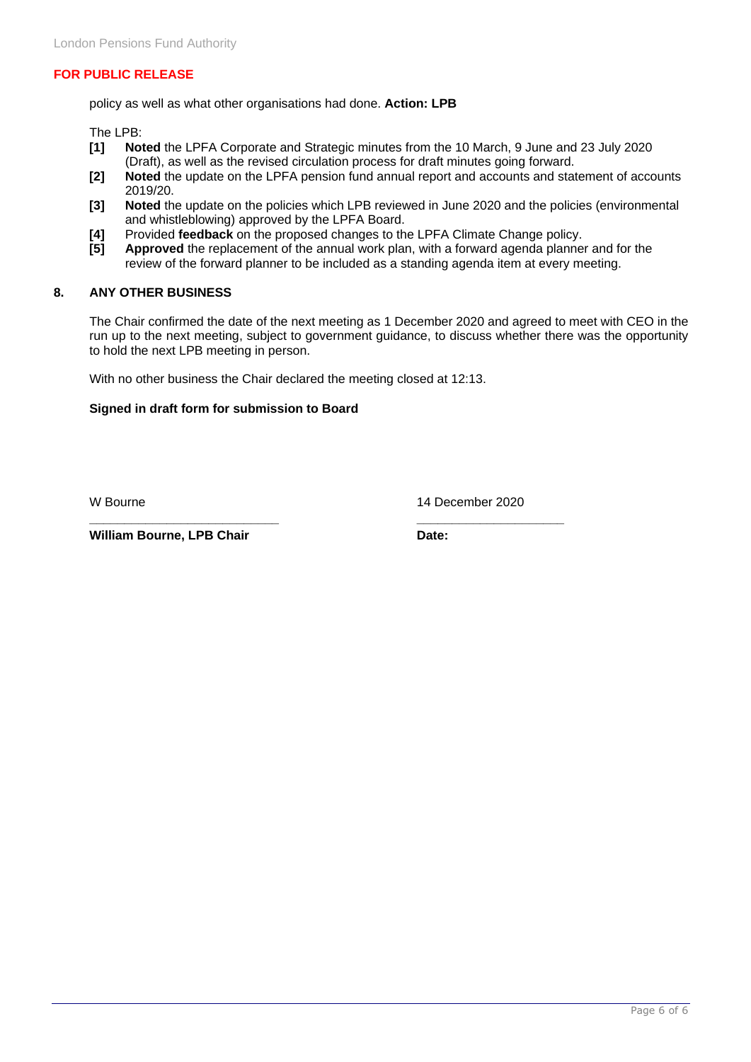**FOR PUBLIC RELEASE**

policy as well as what other organisations had done. **Action: LPB**

The LPB:

**[1]** **Noted** the LPFA Corporate and Strategic minutes from the 10 March, 9 June and 23 July 2020 (Draft), as well as the revised circulation process for draft minutes going forward.

**[2]** **Noted** the update on the LPFA pension fund annual report and accounts and statement of accounts 2019/20.

**[3]** **Noted** the update on the policies which LPB reviewed in June 2020 and the policies (environmental and whistleblowing) approved by the LPFA Board.

**[4]** Provided **feedback** on the proposed changes to the LPFA Climate Change policy.

**[5]** **Approved** the replacement of the annual work plan, with a forward agenda planner and for the review of the forward planner to be included as a standing agenda item at every meeting.

## 8. ANY OTHER BUSINESS

The Chair confirmed the date of the next meeting as 1 December 2020 and agreed to meet with CEO in the run up to the next meeting, subject to government guidance, to discuss whether there was the opportunity to hold the next LPB meeting in person.

With no other business the Chair declared the meeting closed at 12:13.

**Signed in draft form for submission to Board**

W Bourne

___________________________

**William Bourne, LPB Chair**

14 December 2020

_____________________

**Date:**